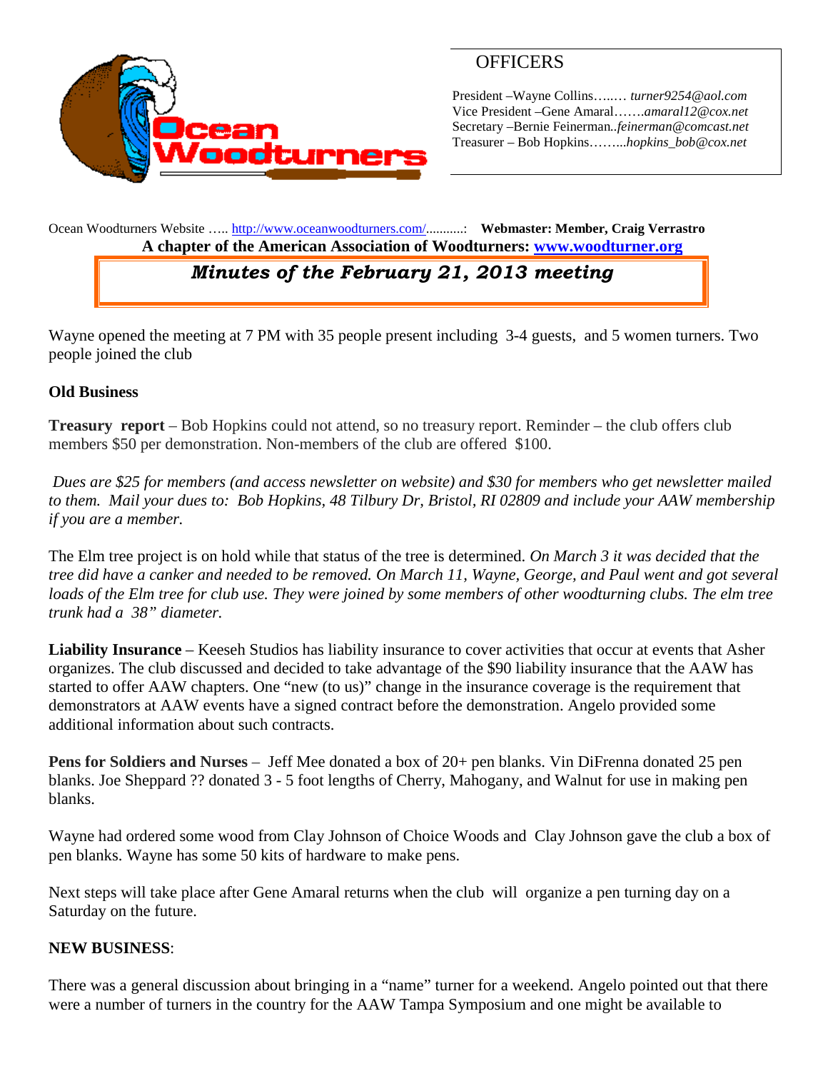Ocean Woodturners

## OFFICERS

President –Wayne Collins…..… *turner9254@aol.com*
Vice President –Gene Amaral…….*amaral12@cox.net*
Secretary –Bernie Feinerman..*feinerman@comcast.net*
Treasurer – Bob Hopkins……...*hopkins_bob@cox.net*

Ocean Woodturners Website ….. http://www.oceanwoodturners.com/..........: **Webmaster: Member, Craig Verrastro**

**A chapter of the American Association of Woodturners: www.woodturner.org**

# *Minutes of the February 21, 2013 meeting*

Wayne opened the meeting at 7 PM with 35 people present including 3-4 guests, and 5 women turners. Two people joined the club

**Old Business**

**Treasury report** – Bob Hopkins could not attend, so no treasury report. Reminder – the club offers club members $50 per demonstration. Non-members of the club are offered $100.

*Dues are $25 for members (and access newsletter on website) and $30 for members who get newsletter mailed to them. Mail your dues to: Bob Hopkins, 48 Tilbury Dr, Bristol, RI 02809 and include your AAW membership if you are a member.*

The Elm tree project is on hold while that status of the tree is determined. *On March 3 it was decided that the tree did have a canker and needed to be removed. On March 11, Wayne, George, and Paul went and got several loads of the Elm tree for club use. They were joined by some members of other woodturning clubs. The elm tree trunk had a 38" diameter.*

**Liability Insurance** – Keeseh Studios has liability insurance to cover activities that occur at events that Asher organizes. The club discussed and decided to take advantage of the $90 liability insurance that the AAW has started to offer AAW chapters. One "new (to us)" change in the insurance coverage is the requirement that demonstrators at AAW events have a signed contract before the demonstration. Angelo provided some additional information about such contracts.

**Pens for Soldiers and Nurses** – Jeff Mee donated a box of 20+ pen blanks. Vin DiFrenna donated 25 pen blanks. Joe Sheppard ?? donated 3 - 5 foot lengths of Cherry, Mahogany, and Walnut for use in making pen blanks.

Wayne had ordered some wood from Clay Johnson of Choice Woods and Clay Johnson gave the club a box of pen blanks. Wayne has some 50 kits of hardware to make pens.

Next steps will take place after Gene Amaral returns when the club will organize a pen turning day on a Saturday on the future.

**NEW BUSINESS**:

There was a general discussion about bringing in a "name" turner for a weekend. Angelo pointed out that there were a number of turners in the country for the AAW Tampa Symposium and one might be available to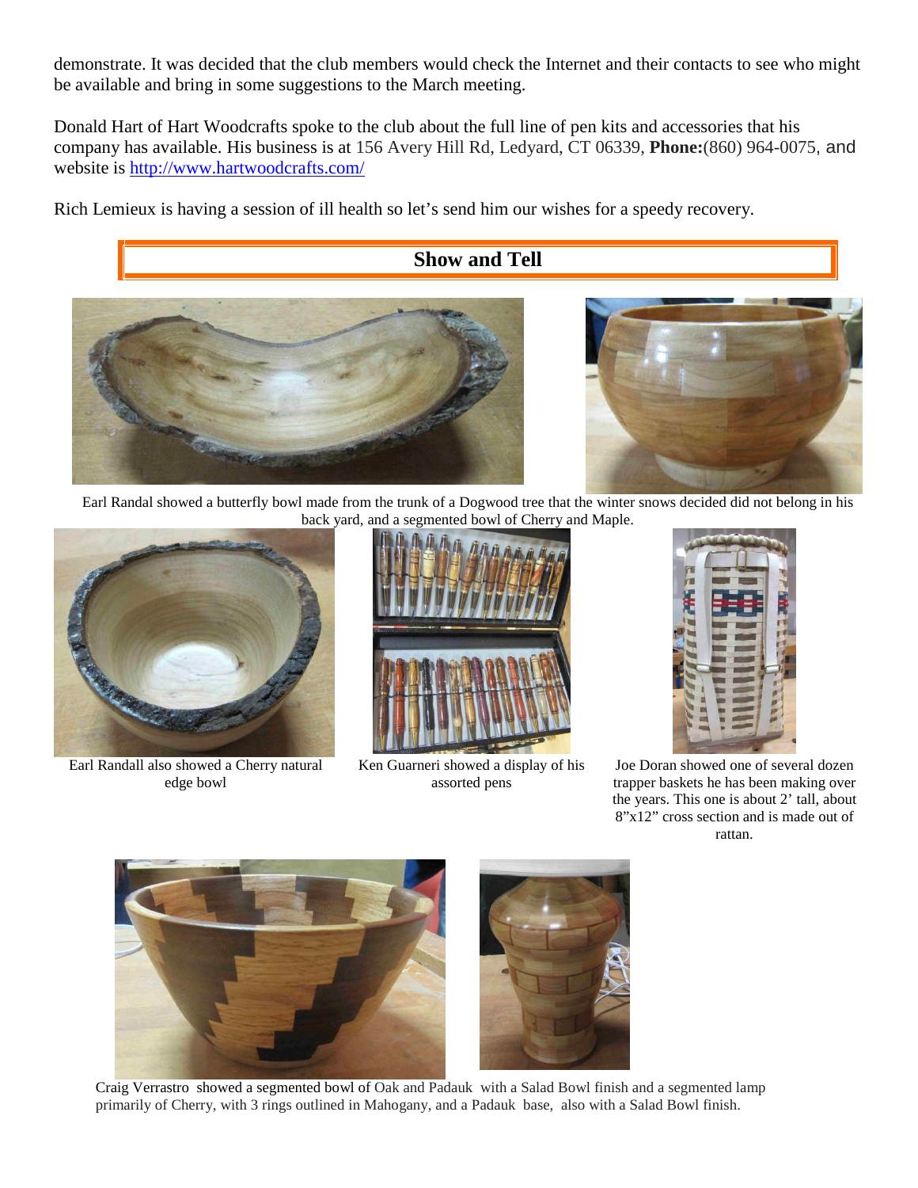demonstrate. It was decided that the club members would check the Internet and their contacts to see who might be available and bring in some suggestions to the March meeting.

Donald Hart of Hart Woodcrafts spoke to the club about the full line of pen kits and accessories that his company has available. His business is at 156 Avery Hill Rd, Ledyard, CT 06339, **Phone:**(860) 964-0075, and website is http://www.hartwoodcrafts.com/

Rich Lemieux is having a session of ill health so let's send him our wishes for a speedy recovery.

## Show and Tell

Earl Randal showed a butterfly bowl made from the trunk of a Dogwood tree that the winter snows decided did not belong in his back yard, and a segmented bowl of Cherry and Maple.

Earl Randall also showed a Cherry natural edge bowl

Ken Guarneri showed a display of his assorted pens

Joe Doran showed one of several dozen trapper baskets he has been making over the years. This one is about 2' tall, about 8"x12" cross section and is made out of rattan.

Craig Verrastro showed a segmented bowl of Oak and Padauk with a Salad Bowl finish and a segmented lamp primarily of Cherry, with 3 rings outlined in Mahogany, and a Padauk base, also with a Salad Bowl finish.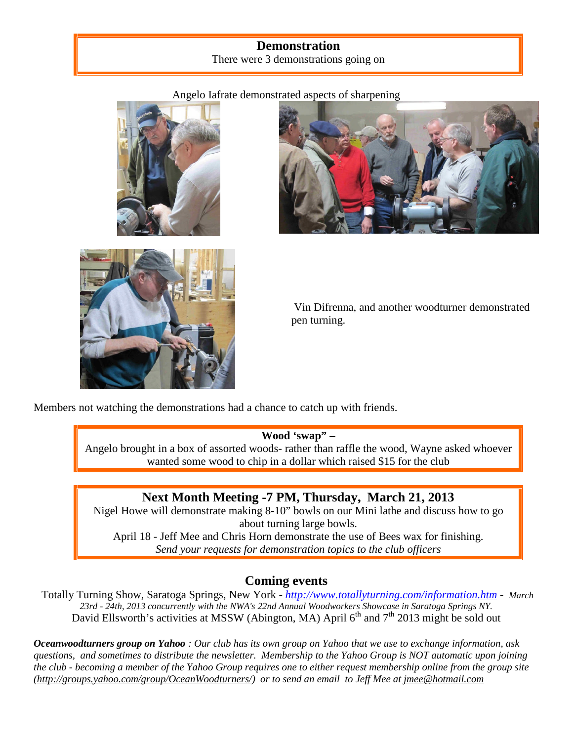## Demonstration

There were 3 demonstrations going on

Angelo Iafrate demonstrated aspects of sharpening

Vin Difrenna, and another woodturner demonstrated pen turning.

Members not watching the demonstrations had a chance to catch up with friends.

**Wood 'swap" –**

Angelo brought in a box of assorted woods- rather than raffle the wood, Wayne asked whoever wanted some wood to chip in a dollar which raised $15 for the club

## Next Month Meeting -7 PM, Thursday, March 21, 2013

Nigel Howe will demonstrate making 8-10" bowls on our Mini lathe and discuss how to go about turning large bowls.

April 18 - Jeff Mee and Chris Horn demonstrate the use of Bees wax for finishing.

*Send your requests for demonstration topics to the club officers*

## Coming events

Totally Turning Show, Saratoga Springs, New York - *http://www.totallyturning.com/information.htm* - *March 23rd - 24th, 2013 concurrently with the NWA's 22nd Annual Woodworkers Showcase in Saratoga Springs NY.*

David Ellsworth's activities at MSSW (Abington, MA) April 6th and 7th 2013 might be sold out

***Oceanwoodturners group on Yahoo*** *: Our club has its own group on Yahoo that we use to exchange information, ask questions, and sometimes to distribute the newsletter. Membership to the Yahoo Group is NOT automatic upon joining the club - becoming a member of the Yahoo Group requires one to either request membership online from the group site (http://groups.yahoo.com/group/OceanWoodturners/) or to send an email to Jeff Mee at jmee@hotmail.com*